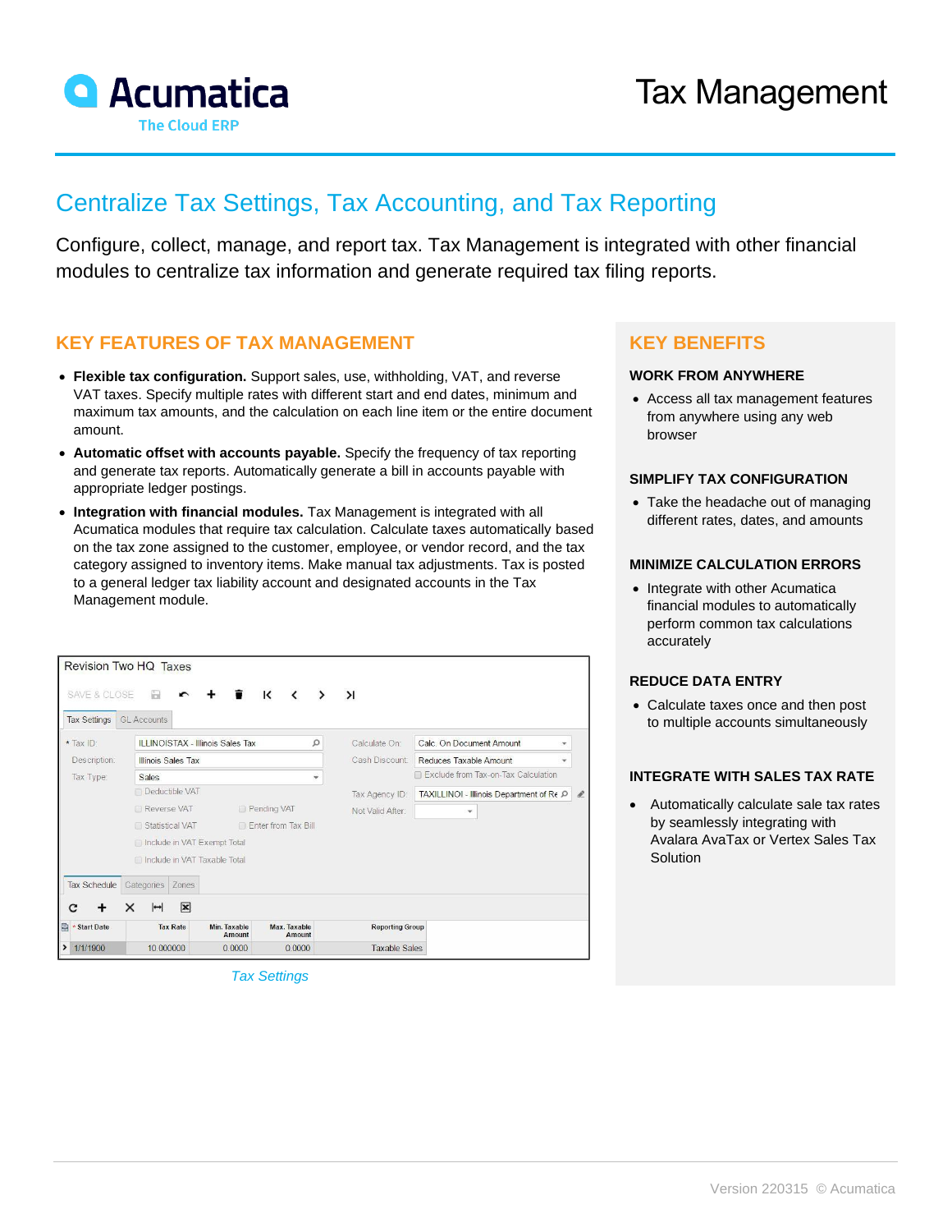# Tax Management

## Centralize Tax Settings, Tax Accounting, and Tax Reporting

Configure, collect, manage, and report tax. Tax Management is integrated with other financial modules to centralize tax information and generate required tax filing reports.

## KEY FEATURES OF TAX MANAGEMENT

- **Flexible tax configuration.** Support sales, use, withholding, VAT, and reverse VAT taxes. Specify multiple rates with different start and end dates, minimum and maximum tax amounts, and the calculation on each line item or the entire document amount.
- **Automatic offset with accounts payable.** Specify the frequency of tax reporting and generate tax reports. Automatically generate a bill in accounts payable with appropriate ledger postings.
- **Integration with financial modules.** Tax Management is integrated with all Acumatica modules that require tax calculation. Calculate taxes automatically based on the tax zone assigned to the customer, employee, or vendor record, and the tax category assigned to inventory items. Make manual tax adjustments. Tax is posted to a general ledger tax liability account and designated accounts in the Tax Management module.

*Tax Settings*

## KEY BENEFITS

### WORK FROM ANYWHERE

- Access all tax management features from anywhere using any web browser

### SIMPLIFY TAX CONFIGURATION

- Take the headache out of managing different rates, dates, and amounts

### MINIMIZE CALCULATION ERRORS

- Integrate with other Acumatica financial modules to automatically perform common tax calculations accurately

### REDUCE DATA ENTRY

- Calculate taxes once and then post to multiple accounts simultaneously

### INTEGRATE WITH SALES TAX RATE

- Automatically calculate sale tax rates by seamlessly integrating with Avalara AvaTax or Vertex Sales Tax Solution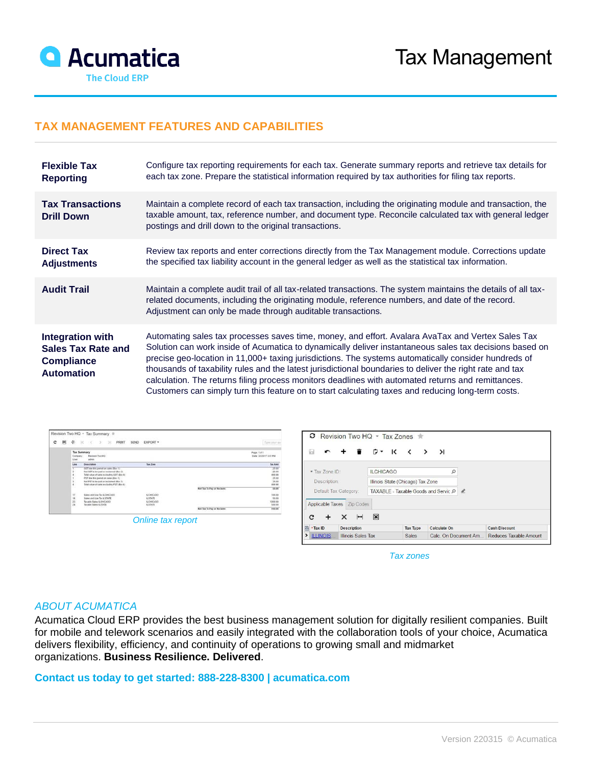# Tax Management

## TAX MANAGEMENT FEATURES AND CAPABILITIES

| | |
|---|---|
| **Flexible Tax Reporting** | Configure tax reporting requirements for each tax. Generate summary reports and retrieve tax details for each tax zone. Prepare the statistical information required by tax authorities for filing tax reports. |
| **Tax Transactions Drill Down** | Maintain a complete record of each tax transaction, including the originating module and transaction, the taxable amount, tax, reference number, and document type. Reconcile calculated tax with general ledger postings and drill down to the original transactions. |
| **Direct Tax Adjustments** | Review tax reports and enter corrections directly from the Tax Management module. Corrections update the specified tax liability account in the general ledger as well as the statistical tax information. |
| **Audit Trail** | Maintain a complete audit trail of all tax-related transactions. The system maintains the details of all tax-related documents, including the originating module, reference numbers, and date of the record. Adjustment can only be made through auditable transactions. |
| **Integration with Sales Tax Rate and Compliance Automation** | Automating sales tax processes saves time, money, and effort. Avalara AvaTax and Vertex Sales Tax Solution can work inside of Acumatica to dynamically deliver instantaneous sales tax decisions based on precise geo-location in 11,000+ taxing jurisdictions. The systems automatically consider hundreds of thousands of taxability rules and the latest jurisdictional boundaries to deliver the right rate and tax calculation. The returns filing process monitors deadlines with automated returns and remittances. Customers can simply turn this feature on to start calculating taxes and reducing long-term costs. |

*Online tax report*

*Tax zones*

### *ABOUT ACUMATICA*

Acumatica Cloud ERP provides the best business management solution for digitally resilient companies. Built for mobile and telework scenarios and easily integrated with the collaboration tools of your choice, Acumatica delivers flexibility, efficiency, and continuity of operations to growing small and midmarket organizations. **Business Resilience. Delivered**.

**Contact us today to get started: 888-228-8300 | acumatica.com**

Version 220315 © Acumatica